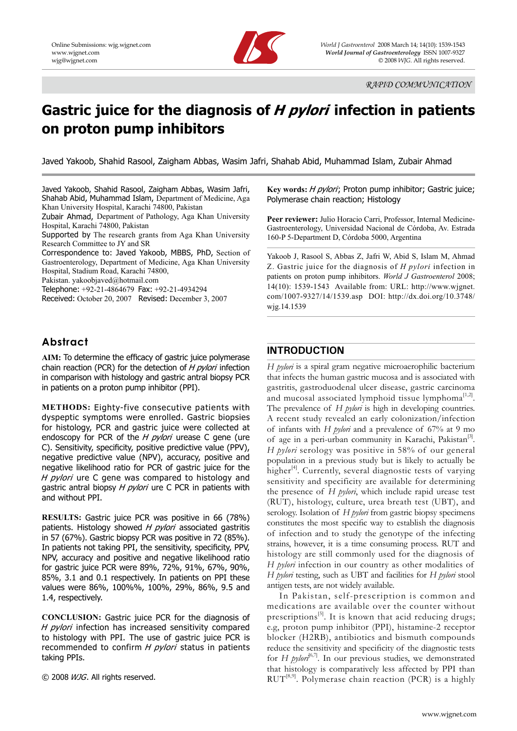RAPID COMMUNICATION

# Gastric juice for the diagnosis of *H pylori* infection in patients on proton pump inhibitors

Javed Yakoob, Shahid Rasool, Zaigham Abbas, Wasim Jafri, Shahab Abid, Muhammad Islam, Zubair Ahmad

Javed Yakoob, Shahid Rasool, Zaigham Abbas, Wasim Jafri, Shahab Abid, Muhammad Islam, Department of Medicine, Aga Khan University Hospital, Karachi 74800, Pakistan

Zubair Ahmad, Department of Pathology, Aga Khan University Hospital, Karachi 74800, Pakistan

Supported by The research grants from Aga Khan University Research Committee to JY and SR

Correspondence to: Javed Yakoob, MBBS, PhD, Section of Gastroenterology, Department of Medicine, Aga Khan University Hospital, Stadium Road, Karachi 74800, Pakistan. yakoobjaved@hotmail.com

Telephone: +92-21-4864679 Fax: +92-21-4934294

Received: October 20, 2007 Revised: December 3, 2007

## Abstract

**AIM:** To determine the efficacy of gastric juice polymerase chain reaction (PCR) for the detection of *H pylori* infection in comparison with histology and gastric antral biopsy PCR in patients on a proton pump inhibitor (PPI).

**METHODS:** Eighty-five consecutive patients with dyspeptic symptoms were enrolled. Gastric biopsies for histology, PCR and gastric juice were collected at endoscopy for PCR of the *H pylori* urease C gene (ure C). Sensitivity, specificity, positive predictive value (PPV), negative predictive value (NPV), accuracy, positive and negative likelihood ratio for PCR of gastric juice for the *H pylori* ure C gene was compared to histology and gastric antral biopsy *H pylori* ure C PCR in patients with and without PPI.

**RESULTS:** Gastric juice PCR was positive in 66 (78%) patients. Histology showed *H pylori* associated gastritis in 57 (67%). Gastric biopsy PCR was positive in 72 (85%). In patients not taking PPI, the sensitivity, specificity, PPV, NPV, accuracy and positive and negative likelihood ratio for gastric juice PCR were 89%, 72%, 91%, 67%, 90%, 85%, 3.1 and 0.1 respectively. In patients on PPI these values were 86%, 100%%, 100%, 29%, 86%, 9.5 and 1.4, respectively.

**CONCLUSION:** Gastric juice PCR for the diagnosis of *H pylori* infection has increased sensitivity compared to histology with PPI. The use of gastric juice PCR is recommended to confirm *H pylori* status in patients taking PPIs.

© 2008 *WJG*. All rights reserved.

**Key words:** *H pylori*; Proton pump inhibitor; Gastric juice; Polymerase chain reaction; Histology

**Peer reviewer:** Julio Horacio Carri, Professor, Internal Medicine-Gastroenterology, Universidad Nacional de Córdoba, Av. Estrada 160-P 5-Department D, Córdoba 5000, Argentina

Yakoob J, Rasool S, Abbas Z, Jafri W, Abid S, Islam M, Ahmad Z. Gastric juice for the diagnosis of *H pylori* infection in patients on proton pump inhibitors. *World J Gastroenterol* 2008; 14(10): 1539-1543 Available from: URL: http://www.wjgnet.com/1007-9327/14/1539.asp DOI: http://dx.doi.org/10.3748/wjg.14.1539

## INTRODUCTION

*H pylori* is a spiral gram negative microaerophilic bacterium that infects the human gastric mucosa and is associated with gastritis, gastroduodenal ulcer disease, gastric carcinoma and mucosal associated lymphoid tissue lymphoma[1,2]. The prevalence of *H pylori* is high in developing countries. A recent study revealed an early colonization/infection of infants with *H pylori* and a prevalence of 67% at 9 mo of age in a peri-urban community in Karachi, Pakistan[3]. *H pylori* serology was positive in 58% of our general population in a previous study but is likely to actually be higher[4]. Currently, several diagnostic tests of varying sensitivity and specificity are available for determining the presence of *H pylori*, which include rapid urease test (RUT), histology, culture, urea breath test (UBT), and serology. Isolation of *H pylori* from gastric biopsy specimens constitutes the most specific way to establish the diagnosis of infection and to study the genotype of the infecting strains, however, it is a time consuming process. RUT and histology are still commonly used for the diagnosis of *H pylori* infection in our country as other modalities of *H pylori* testing, such as UBT and facilities for *H pylori* stool antigen tests, are not widely available.

In Pakistan, self-prescription is common and medications are available over the counter without prescriptions[5]. It is known that acid reducing drugs; e.g, proton pump inhibitor (PPI), histamine-2 receptor blocker (H2RB), antibiotics and bismuth compounds reduce the sensitivity and specificity of the diagnostic tests for *H pylori*[6,7]. In our previous studies, we demonstrated that histology is comparatively less affected by PPI than RUT[8,9]. Polymerase chain reaction (PCR) is a highly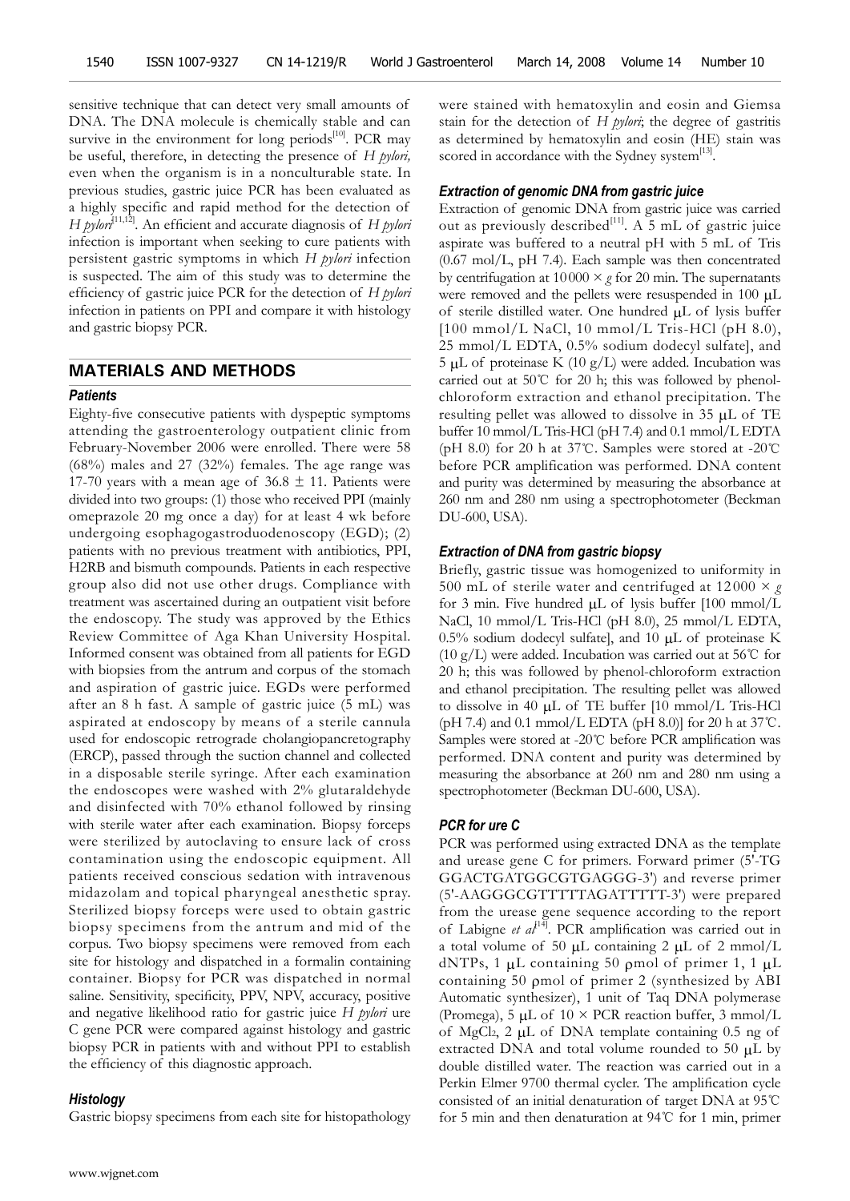sensitive technique that can detect very small amounts of DNA. The DNA molecule is chemically stable and can survive in the environment for long periods[10]. PCR may be useful, therefore, in detecting the presence of *H pylori*, even when the organism is in a nonculturable state. In previous studies, gastric juice PCR has been evaluated as a highly specific and rapid method for the detection of *H pylori*[11,12]. An efficient and accurate diagnosis of *H pylori* infection is important when seeking to cure patients with persistent gastric symptoms in which *H pylori* infection is suspected. The aim of this study was to determine the efficiency of gastric juice PCR for the detection of *H pylori* infection in patients on PPI and compare it with histology and gastric biopsy PCR.

## MATERIALS AND METHODS

### *Patients*

Eighty-five consecutive patients with dyspeptic symptoms attending the gastroenterology outpatient clinic from February-November 2006 were enrolled. There were 58 (68%) males and 27 (32%) females. The age range was 17-70 years with a mean age of 36.8 ± 11. Patients were divided into two groups: (1) those who received PPI (mainly omeprazole 20 mg once a day) for at least 4 wk before undergoing esophagogastroduodenoscopy (EGD); (2) patients with no previous treatment with antibiotics, PPI, H2RB and bismuth compounds. Patients in each respective group also did not use other drugs. Compliance with treatment was ascertained during an outpatient visit before the endoscopy. The study was approved by the Ethics Review Committee of Aga Khan University Hospital. Informed consent was obtained from all patients for EGD with biopsies from the antrum and corpus of the stomach and aspiration of gastric juice. EGDs were performed after an 8 h fast. A sample of gastric juice (5 mL) was aspirated at endoscopy by means of a sterile cannula used for endoscopic retrograde cholangiopancretography (ERCP), passed through the suction channel and collected in a disposable sterile syringe. After each examination the endoscopes were washed with 2% glutaraldehyde and disinfected with 70% ethanol followed by rinsing with sterile water after each examination. Biopsy forceps were sterilized by autoclaving to ensure lack of cross contamination using the endoscopic equipment. All patients received conscious sedation with intravenous midazolam and topical pharyngeal anesthetic spray. Sterilized biopsy forceps were used to obtain gastric biopsy specimens from the antrum and mid of the corpus. Two biopsy specimens were removed from each site for histology and dispatched in a formalin containing container. Biopsy for PCR was dispatched in normal saline. Sensitivity, specificity, PPV, NPV, accuracy, positive and negative likelihood ratio for gastric juice *H pylori* ure C gene PCR were compared against histology and gastric biopsy PCR in patients with and without PPI to establish the efficiency of this diagnostic approach.

### *Histology*

Gastric biopsy specimens from each site for histopathology were stained with hematoxylin and eosin and Giemsa stain for the detection of *H pylori*; the degree of gastritis as determined by hematoxylin and eosin (HE) stain was scored in accordance with the Sydney system[13].

### *Extraction of genomic DNA from gastric juice*

Extraction of genomic DNA from gastric juice was carried out as previously described[11]. A 5 mL of gastric juice aspirate was buffered to a neutral pH with 5 mL of Tris (0.67 mol/L, pH 7.4). Each sample was then concentrated by centrifugation at 10 000 × *g* for 20 min. The supernatants were removed and the pellets were resuspended in 100 μL of sterile distilled water. One hundred μL of lysis buffer [100 mmol/L NaCl, 10 mmol/L Tris-HCl (pH 8.0), 25 mmol/L EDTA, 0.5% sodium dodecyl sulfate], and 5 μL of proteinase K (10 g/L) were added. Incubation was carried out at 50℃ for 20 h; this was followed by phenol-chloroform extraction and ethanol precipitation. The resulting pellet was allowed to dissolve in 35 μL of TE buffer 10 mmol/L Tris-HCl (pH 7.4) and 0.1 mmol/L EDTA (pH 8.0) for 20 h at 37℃. Samples were stored at -20℃ before PCR amplification was performed. DNA content and purity was determined by measuring the absorbance at 260 nm and 280 nm using a spectrophotometer (Beckman DU-600, USA).

### *Extraction of DNA from gastric biopsy*

Briefly, gastric tissue was homogenized to uniformity in 500 mL of sterile water and centrifuged at 12 000 × *g* for 3 min. Five hundred μL of lysis buffer [100 mmol/L NaCl, 10 mmol/L Tris-HCl (pH 8.0), 25 mmol/L EDTA, 0.5% sodium dodecyl sulfate], and 10 μL of proteinase K (10 g/L) were added. Incubation was carried out at 56℃ for 20 h; this was followed by phenol-chloroform extraction and ethanol precipitation. The resulting pellet was allowed to dissolve in 40 μL of TE buffer [10 mmol/L Tris-HCl (pH 7.4) and 0.1 mmol/L EDTA (pH 8.0)] for 20 h at 37℃. Samples were stored at -20℃ before PCR amplification was performed. DNA content and purity was determined by measuring the absorbance at 260 nm and 280 nm using a spectrophotometer (Beckman DU-600, USA).

### *PCR for ure C*

PCR was performed using extracted DNA as the template and urease gene C for primers. Forward primer (5'-TG GGACTGATGGCGTGAGGG-3') and reverse primer (5'-AAGGGCGTTTTTAGATTTTT-3') were prepared from the urease gene sequence according to the report of Labigne *et al*[14]. PCR amplification was carried out in a total volume of 50 μL containing 2 μL of 2 mmol/L dNTPs, 1 μL containing 50 ρmol of primer 1, 1 μL containing 50 ρmol of primer 2 (synthesized by ABI Automatic synthesizer), 1 unit of Taq DNA polymerase (Promega), 5 μL of 10 × PCR reaction buffer, 3 mmol/L of $MgCl_2$, 2 μL of DNA template containing 0.5 ng of extracted DNA and total volume rounded to 50 μL by double distilled water. The reaction was carried out in a Perkin Elmer 9700 thermal cycler. The amplification cycle consisted of an initial denaturation of target DNA at 95℃ for 5 min and then denaturation at 94℃ for 1 min, primer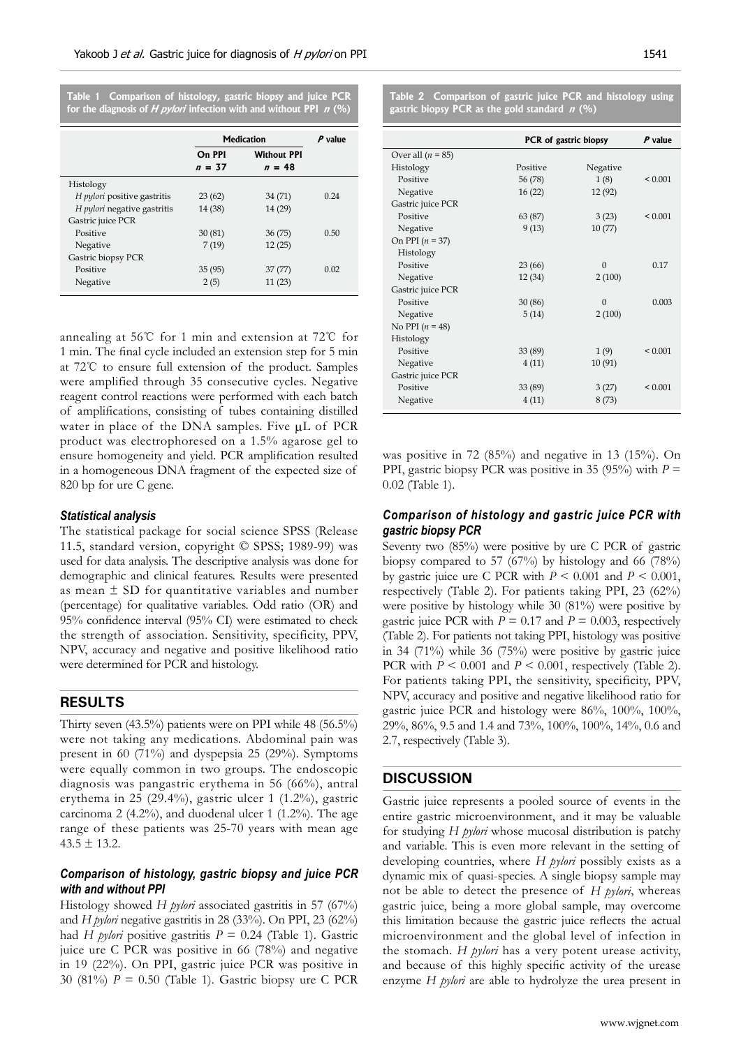**Table 1 Comparison of histology, gastric biopsy and juice PCR for the diagnosis of *H pylori* infection with and without PPI *n* (%)**

| | Medication | | *P* value |
|---|---|---|---|
| | On PPI $n$ = 37 | Without PPI $n$ = 48 | |
| Histology | | | |
| *H pylori* positive gastritis | 23 (62) | 34 (71) | 0.24 |
| *H pylori* negative gastritis | 14 (38) | 14 (29) | |
| Gastric juice PCR | | | |
| Positive | 30 (81) | 36 (75) | 0.50 |
| Negative | 7 (19) | 12 (25) | |
| Gastric biopsy PCR | | | |
| Positive | 35 (95) | 37 (77) | 0.02 |
| Negative | 2 (5) | 11 (23) | |

**Table 2 Comparison of gastric juice PCR and histology using gastric biopsy PCR as the gold standard *n* (%)**

| | PCR of gastric biopsy | | *P* value |
|---|---|---|---|
| Over all ($n$ = 85) | | | |
| Histology | Positive | Negative | |
| Positive | 56 (78) | 1 (8) | < 0.001 |
| Negative | 16 (22) | 12 (92) | |
| Gastric juice PCR | | | |
| Positive | 63 (87) | 3 (23) | < 0.001 |
| Negative | 9 (13) | 10 (77) | |
| On PPI ($n$ = 37) | | | |
| Histology | | | |
| Positive | 23 (66) | 0 | 0.17 |
| Negative | 12 (34) | 2 (100) | |
| Gastric juice PCR | | | |
| Positive | 30 (86) | 0 | 0.003 |
| Negative | 5 (14) | 2 (100) | |
| No PPI ($n$ = 48) | | | |
| Histology | | | |
| Positive | 33 (89) | 1 (9) | < 0.001 |
| Negative | 4 (11) | 10 (91) | |
| Gastric juice PCR | | | |
| Positive | 33 (89) | 3 (27) | < 0.001 |
| Negative | 4 (11) | 8 (73) | |

annealing at 56℃ for 1 min and extension at 72℃ for 1 min. The final cycle included an extension step for 5 min at 72℃ to ensure full extension of the product. Samples were amplified through 35 consecutive cycles. Negative reagent control reactions were performed with each batch of amplifications, consisting of tubes containing distilled water in place of the DNA samples. Five μL of PCR product was electrophoresed on a 1.5% agarose gel to ensure homogeneity and yield. PCR amplification resulted in a homogeneous DNA fragment of the expected size of 820 bp for ure C gene.

### Statistical analysis

The statistical package for social science SPSS (Release 11.5, standard version, copyright © SPSS; 1989-99) was used for data analysis. The descriptive analysis was done for demographic and clinical features. Results were presented as mean ± SD for quantitative variables and number (percentage) for qualitative variables. Odd ratio (OR) and 95% confidence interval (95% CI) were estimated to check the strength of association. Sensitivity, specificity, PPV, NPV, accuracy and negative and positive likelihood ratio were determined for PCR and histology.

## RESULTS

Thirty seven (43.5%) patients were on PPI while 48 (56.5%) were not taking any medications. Abdominal pain was present in 60 (71%) and dyspepsia 25 (29%). Symptoms were equally common in two groups. The endoscopic diagnosis was pangastric erythema in 56 (66%), antral erythema in 25 (29.4%), gastric ulcer 1 (1.2%), gastric carcinoma 2 (4.2%), and duodenal ulcer 1 (1.2%). The age range of these patients was 25-70 years with mean age 43.5 ± 13.2.

### Comparison of histology, gastric biopsy and juice PCR with and without PPI

Histology showed *H pylori* associated gastritis in 57 (67%) and *H pylori* negative gastritis in 28 (33%). On PPI, 23 (62%) had *H pylori* positive gastritis $P = 0.24$ (Table 1). Gastric juice ure C PCR was positive in 66 (78%) and negative in 19 (22%). On PPI, gastric juice PCR was positive in 30 (81%) $P = 0.50$ (Table 1). Gastric biopsy ure C PCR was positive in 72 (85%) and negative in 13 (15%). On PPI, gastric biopsy PCR was positive in 35 (95%) with $P = 0.02$ (Table 1).

### Comparison of histology and gastric juice PCR with gastric biopsy PCR

Seventy two (85%) were positive by ure C PCR of gastric biopsy compared to 57 (67%) by histology and 66 (78%) by gastric juice ure C PCR with $P < 0.001$ and $P < 0.001$, respectively (Table 2). For patients taking PPI, 23 (62%) were positive by histology while 30 (81%) were positive by gastric juice PCR with $P = 0.17$ and $P = 0.003$, respectively (Table 2). For patients not taking PPI, histology was positive in 34 (71%) while 36 (75%) were positive by gastric juice PCR with $P < 0.001$ and $P < 0.001$, respectively (Table 2). For patients taking PPI, the sensitivity, specificity, PPV, NPV, accuracy and positive and negative likelihood ratio for gastric juice PCR and histology were 86%, 100%, 100%, 29%, 86%, 9.5 and 1.4 and 73%, 100%, 100%, 14%, 0.6 and 2.7, respectively (Table 3).

## DISCUSSION

Gastric juice represents a pooled source of events in the entire gastric microenvironment, and it may be valuable for studying *H pylori* whose mucosal distribution is patchy and variable. This is even more relevant in the setting of developing countries, where *H pylori* possibly exists as a dynamic mix of quasi-species. A single biopsy sample may not be able to detect the presence of *H pylori*, whereas gastric juice, being a more global sample, may overcome this limitation because the gastric juice reflects the actual microenvironment and the global level of infection in the stomach. *H pylori* has a very potent urease activity, and because of this highly specific activity of the urease enzyme *H pylori* are able to hydrolyze the urea present in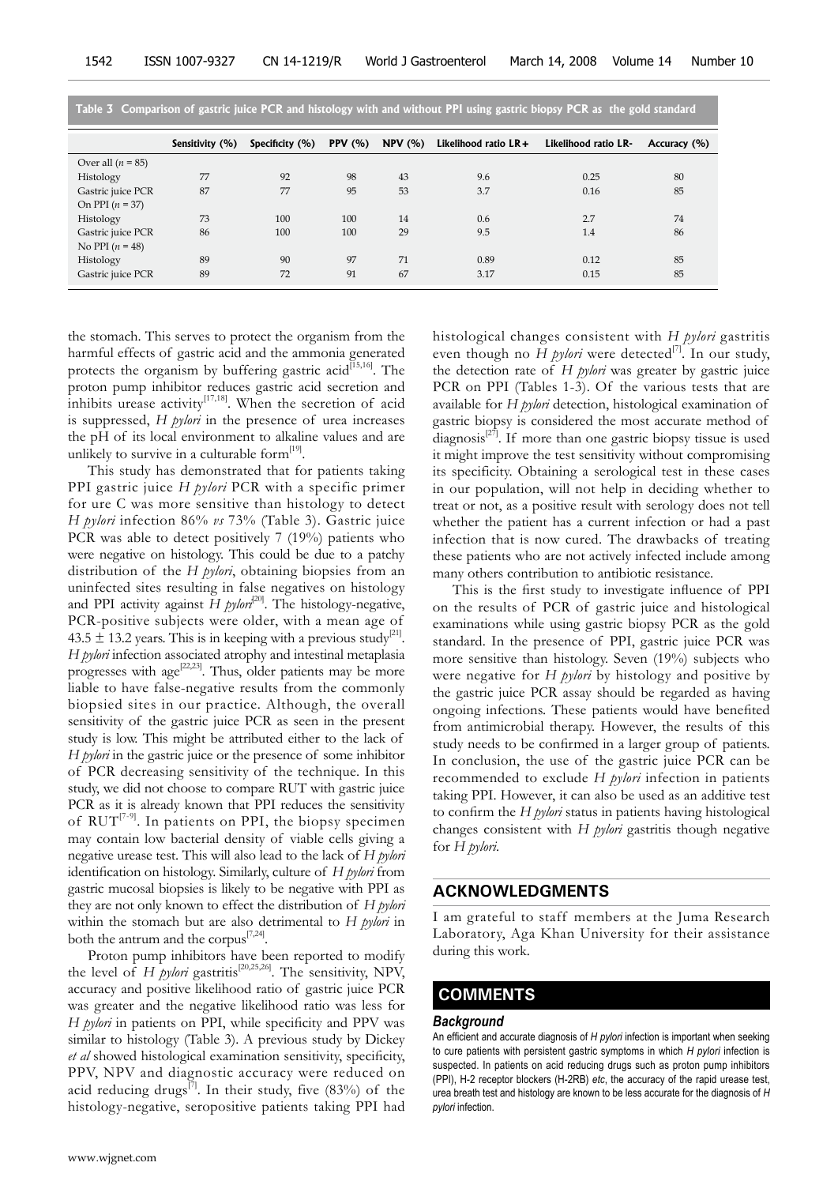**Table 3 Comparison of gastric juice PCR and histology with and without PPI using gastric biopsy PCR as the gold standard**

| | Sensitivity (%) | Specificity (%) | PPV (%) | NPV (%) | Likelihood ratio LR+ | Likelihood ratio LR- | Accuracy (%) |
|---|---|---|---|---|---|---|---|
| Over all ($n$ = 85) | | | | | | | |
| Histology | 77 | 92 | 98 | 43 | 9.6 | 0.25 | 80 |
| Gastric juice PCR | 87 | 77 | 95 | 53 | 3.7 | 0.16 | 85 |
| On PPI ($n$ = 37) | | | | | | | |
| Histology | 73 | 100 | 100 | 14 | 0.6 | 2.7 | 74 |
| Gastric juice PCR | 86 | 100 | 100 | 29 | 9.5 | 1.4 | 86 |
| No PPI ($n$ = 48) | | | | | | | |
| Histology | 89 | 90 | 97 | 71 | 0.89 | 0.12 | 85 |
| Gastric juice PCR | 89 | 72 | 91 | 67 | 3.17 | 0.15 | 85 |

the stomach. This serves to protect the organism from the harmful effects of gastric acid and the ammonia generated protects the organism by buffering gastric acid[15,16]. The proton pump inhibitor reduces gastric acid secretion and inhibits urease activity[17,18]. When the secretion of acid is suppressed, *H pylori* in the presence of urea increases the pH of its local environment to alkaline values and are unlikely to survive in a culturable form[19].

This study has demonstrated that for patients taking PPI gastric juice *H pylori* PCR with a specific primer for ure C was more sensitive than histology to detect *H pylori* infection 86% *vs* 73% (Table 3). Gastric juice PCR was able to detect positively 7 (19%) patients who were negative on histology. This could be due to a patchy distribution of the *H pylori*, obtaining biopsies from an uninfected sites resulting in false negatives on histology and PPI activity against *H pylori*[20]. The histology-negative, PCR-positive subjects were older, with a mean age of 43.5 ± 13.2 years. This is in keeping with a previous study[21]. *H pylori* infection associated atrophy and intestinal metaplasia progresses with age[22,23]. Thus, older patients may be more liable to have false-negative results from the commonly biopsied sites in our practice. Although, the overall sensitivity of the gastric juice PCR as seen in the present study is low. This might be attributed either to the lack of *H pylori* in the gastric juice or the presence of some inhibitor of PCR decreasing sensitivity of the technique. In this study, we did not choose to compare RUT with gastric juice PCR as it is already known that PPI reduces the sensitivity of RUT[7-9]. In patients on PPI, the biopsy specimen may contain low bacterial density of viable cells giving a negative urease test. This will also lead to the lack of *H pylori* identification on histology. Similarly, culture of *H pylori* from gastric mucosal biopsies is likely to be negative with PPI as they are not only known to effect the distribution of *H pylori* within the stomach but are also detrimental to *H pylori* in both the antrum and the corpus[7,24].

Proton pump inhibitors have been reported to modify the level of *H pylori* gastritis[20,25,26]. The sensitivity, NPV, accuracy and positive likelihood ratio of gastric juice PCR was greater and the negative likelihood ratio was less for *H pylori* in patients on PPI, while specificity and PPV was similar to histology (Table 3). A previous study by Dickey *et al* showed histological examination sensitivity, specificity, PPV, NPV and diagnostic accuracy were reduced on acid reducing drugs[7]. In their study, five (83%) of the histology-negative, seropositive patients taking PPI had histological changes consistent with *H pylori* gastritis even though no *H pylori* were detected[7]. In our study, the detection rate of *H pylori* was greater by gastric juice PCR on PPI (Tables 1-3). Of the various tests that are available for *H pylori* detection, histological examination of gastric biopsy is considered the most accurate method of diagnosis[27]. If more than one gastric biopsy tissue is used it might improve the test sensitivity without compromising its specificity. Obtaining a serological test in these cases in our population, will not help in deciding whether to treat or not, as a positive result with serology does not tell whether the patient has a current infection or had a past infection that is now cured. The drawbacks of treating these patients who are not actively infected include among many others contribution to antibiotic resistance.

This is the first study to investigate influence of PPI on the results of PCR of gastric juice and histological examinations while using gastric biopsy PCR as the gold standard. In the presence of PPI, gastric juice PCR was more sensitive than histology. Seven (19%) subjects who were negative for *H pylori* by histology and positive by the gastric juice PCR assay should be regarded as having ongoing infections. These patients would have benefited from antimicrobial therapy. However, the results of this study needs to be confirmed in a larger group of patients. In conclusion, the use of the gastric juice PCR can be recommended to exclude *H pylori* infection in patients taking PPI. However, it can also be used as an additive test to confirm the *H pylori* status in patients having histological changes consistent with *H pylori* gastritis though negative for *H pylori*.

## ACKNOWLEDGMENTS

I am grateful to staff members at the Juma Research Laboratory, Aga Khan University for their assistance during this work.

## COMMENTS

### Background

An efficient and accurate diagnosis of *H pylori* infection is important when seeking to cure patients with persistent gastric symptoms in which *H pylori* infection is suspected. In patients on acid reducing drugs such as proton pump inhibitors (PPI), H-2 receptor blockers (H-2RB) *etc*, the accuracy of the rapid urease test, urea breath test and histology are known to be less accurate for the diagnosis of *H pylori* infection.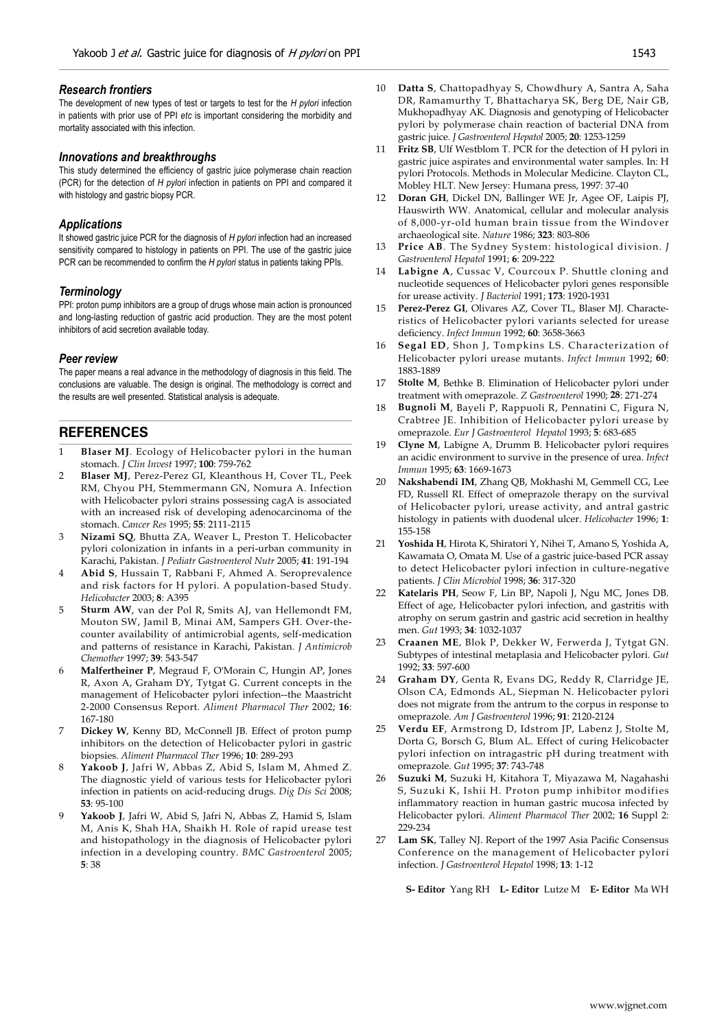### Research frontiers

The development of new types of test or targets to test for the *H pylori* infection in patients with prior use of PPI *etc* is important considering the morbidity and mortality associated with this infection.

### Innovations and breakthroughs

This study determined the efficiency of gastric juice polymerase chain reaction (PCR) for the detection of *H pylori* infection in patients on PPI and compared it with histology and gastric biopsy PCR.

### Applications

It showed gastric juice PCR for the diagnosis of *H pylori* infection had an increased sensitivity compared to histology in patients on PPI. The use of the gastric juice PCR can be recommended to confirm the *H pylori* status in patients taking PPIs.

### Terminology

PPI: proton pump inhibitors are a group of drugs whose main action is pronounced and long-lasting reduction of gastric acid production. They are the most potent inhibitors of acid secretion available today.

### Peer review

The paper means a real advance in the methodology of diagnosis in this field. The conclusions are valuable. The design is original. The methodology is correct and the results are well presented. Statistical analysis is adequate.

## REFERENCES

1. **Blaser MJ**. Ecology of Helicobacter pylori in the human stomach. *J Clin Invest* 1997; **100**: 759-762
2. **Blaser MJ**, Perez-Perez GI, Kleanthous H, Cover TL, Peek RM, Chyou PH, Stemmermann GN, Nomura A. Infection with Helicobacter pylori strains possessing cagA is associated with an increased risk of developing adenocarcinoma of the stomach. *Cancer Res* 1995; **55**: 2111-2115
3. **Nizami SQ**, Bhutta ZA, Weaver L, Preston T. Helicobacter pylori colonization in infants in a peri-urban community in Karachi, Pakistan. *J Pediatr Gastroenterol Nutr* 2005; **41**: 191-194
4. **Abid S**, Hussain T, Rabbani F, Ahmed A. Seroprevalence and risk factors for H pylori. A population-based Study. *Helicobacter* 2003; **8**: A395
5. **Sturm AW**, van der Pol R, Smits AJ, van Hellemondt FM, Mouton SW, Jamil B, Minai AM, Sampers GH. Over-the-counter availability of antimicrobial agents, self-medication and patterns of resistance in Karachi, Pakistan. *J Antimicrob Chemother* 1997; **39**: 543-547
6. **Malfertheiner P**, Megraud F, O'Morain C, Hungin AP, Jones R, Axon A, Graham DY, Tytgat G. Current concepts in the management of Helicobacter pylori infection--the Maastricht 2-2000 Consensus Report. *Aliment Pharmacol Ther* 2002; **16**: 167-180
7. **Dickey W**, Kenny BD, McConnell JB. Effect of proton pump inhibitors on the detection of Helicobacter pylori in gastric biopsies. *Aliment Pharmacol Ther* 1996; **10**: 289-293
8. **Yakoob J**, Jafri W, Abbas Z, Abid S, Islam M, Ahmed Z. The diagnostic yield of various tests for Helicobacter pylori infection in patients on acid-reducing drugs. *Dig Dis Sci* 2008; **53**: 95-100
9. **Yakoob J**, Jafri W, Abid S, Jafri N, Abbas Z, Hamid S, Islam M, Anis K, Shah HA, Shaikh H. Role of rapid urease test and histopathology in the diagnosis of Helicobacter pylori infection in a developing country. *BMC Gastroenterol* 2005; **5**: 38
10. **Datta S**, Chattopadhyay S, Chowdhury A, Santra A, Saha DR, Ramamurthy T, Bhattacharya SK, Berg DE, Nair GB, Mukhopadhyay AK. Diagnosis and genotyping of Helicobacter pylori by polymerase chain reaction of bacterial DNA from gastric juice. *J Gastroenterol Hepatol* 2005; **20**: 1253-1259
11. **Fritz SB**, Ulf Westblom T. PCR for the detection of H pylori in gastric juice aspirates and environmental water samples. In: H pylori Protocols. Methods in Molecular Medicine. Clayton CL, Mobley HLT. New Jersey: Humana press, 1997: 37-40
12. **Doran GH**, Dickel DN, Ballinger WE Jr, Agee OF, Laipis PJ, Hauswirth WW. Anatomical, cellular and molecular analysis of 8,000-yr-old human brain tissue from the Windover archaeological site. *Nature* 1986; **323**: 803-806
13. **Price AB**. The Sydney System: histological division. *J Gastroenterol Hepatol* 1991; **6**: 209-222
14. **Labigne A**, Cussac V, Courcoux P. Shuttle cloning and nucleotide sequences of Helicobacter pylori genes responsible for urease activity. *J Bacteriol* 1991; **173**: 1920-1931
15. **Perez-Perez GI**, Olivares AZ, Cover TL, Blaser MJ. Characteristics of Helicobacter pylori variants selected for urease deficiency. *Infect Immun* 1992; **60**: 3658-3663
16. **Segal ED**, Shon J, Tompkins LS. Characterization of Helicobacter pylori urease mutants. *Infect Immun* 1992; **60**: 1883-1889
17. **Stolte M**, Bethke B. Elimination of Helicobacter pylori under treatment with omeprazole. *Z Gastroenterol* 1990; **28**: 271-274
18. **Bugnoli M**, Bayeli P, Rappuoli R, Pennatini C, Figura N, Crabtree JE. Inhibition of Helicobacter pylori urease by omeprazole. *Eur J Gastroenterol Hepatol* 1993; **5**: 683-685
19. **Clyne M**, Labigne A, Drumm B. Helicobacter pylori requires an acidic environment to survive in the presence of urea. *Infect Immun* 1995; **63**: 1669-1673
20. **Nakshabendi IM**, Zhang QB, Mokhashi M, Gemmell CG, Lee FD, Russell RI. Effect of omeprazole therapy on the survival of Helicobacter pylori, urease activity, and antral gastric histology in patients with duodenal ulcer. *Helicobacter* 1996; **1**: 155-158
21. **Yoshida H**, Hirota K, Shiratori Y, Nihei T, Amano S, Yoshida A, Kawamata O, Omata M. Use of a gastric juice-based PCR assay to detect Helicobacter pylori infection in culture-negative patients. *J Clin Microbiol* 1998; **36**: 317-320
22. **Katelaris PH**, Seow F, Lin BP, Napoli J, Ngu MC, Jones DB. Effect of age, Helicobacter pylori infection, and gastritis with atrophy on serum gastrin and gastric acid secretion in healthy men. *Gut* 1993; **34**: 1032-1037
23. **Craanen ME**, Blok P, Dekker W, Ferwerda J, Tytgat GN. Subtypes of intestinal metaplasia and Helicobacter pylori. *Gut* 1992; **33**: 597-600
24. **Graham DY**, Genta R, Evans DG, Reddy R, Clarridge JE, Olson CA, Edmonds AL, Siepman N. Helicobacter pylori does not migrate from the antrum to the corpus in response to omeprazole. *Am J Gastroenterol* 1996; **91**: 2120-2124
25. **Verdu EF**, Armstrong D, Idstrom JP, Labenz J, Stolte M, Dorta G, Borsch G, Blum AL. Effect of curing Helicobacter pylori infection on intragastric pH during treatment with omeprazole. *Gut* 1995; **37**: 743-748
26. **Suzuki M**, Suzuki H, Kitahora T, Miyazawa M, Nagahashi S, Suzuki K, Ishii H. Proton pump inhibitor modifies inflammatory reaction in human gastric mucosa infected by Helicobacter pylori. *Aliment Pharmacol Ther* 2002; **16** Suppl 2: 229-234
27. **Lam SK**, Talley NJ. Report of the 1997 Asia Pacific Consensus Conference on the management of Helicobacter pylori infection. *J Gastroenterol Hepatol* 1998; **13**: 1-12

**S- Editor** Yang RH **L- Editor** Lutze M **E- Editor** Ma WH